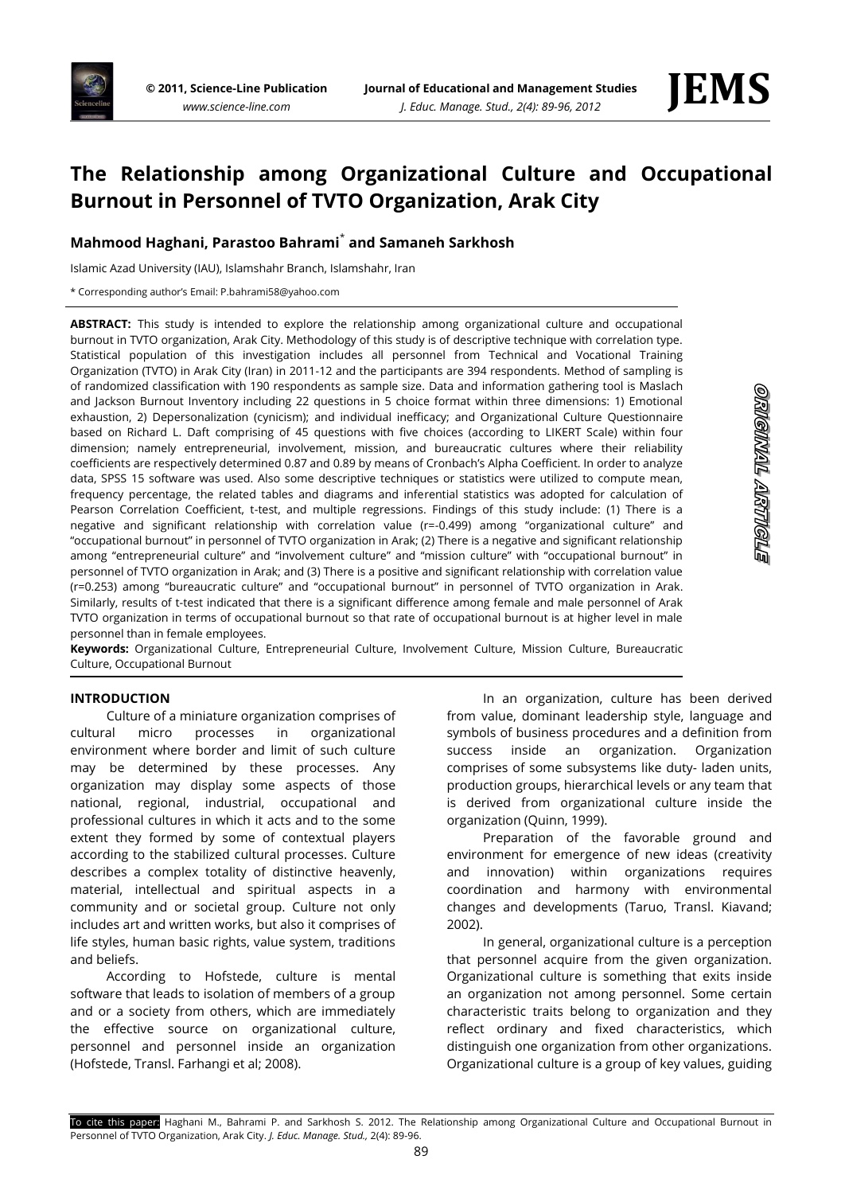# The Relationship among Organizational Culture and Occupational Burnout in Personnel of TVTO Organization, Arak City

**Mahmood Haghani, Parastoo Bahrami*  and Samaneh Sarkhosh**

Islamic Azad University (IAU), Islamshahr Branch, Islamshahr, Iran

* Corresponding author's Email: P.bahrami58@yahoo.com

**ABSTRACT:** This study is intended to explore the relationship among organizational culture and occupational burnout in TVTO organization, Arak City. Methodology of this study is of descriptive technique with correlation type. Statistical population of this investigation includes all personnel from Technical and Vocational Training Organization (TVTO) in Arak City (Iran) in 2011-12 and the participants are 394 respondents. Method of sampling is of randomized classification with 190 respondents as sample size. Data and information gathering tool is Maslach and Jackson Burnout Inventory including 22 questions in 5 choice format within three dimensions: 1) Emotional exhaustion, 2) Depersonalization (cynicism); and individual inefficacy; and Organizational Culture Questionnaire based on Richard L. Daft comprising of 45 questions with five choices (according to LIKERT Scale) within four dimension; namely entrepreneurial, involvement, mission, and bureaucratic cultures where their reliability coefficients are respectively determined 0.87 and 0.89 by means of Cronbach's Alpha Coefficient. In order to analyze data, SPSS 15 software was used. Also some descriptive techniques or statistics were utilized to compute mean, frequency percentage, the related tables and diagrams and inferential statistics was adopted for calculation of Pearson Correlation Coefficient, t-test, and multiple regressions. Findings of this study include: (1) There is a negative and significant relationship with correlation value ($r=-0.499$) among "organizational culture" and "occupational burnout" in personnel of TVTO organization in Arak; (2) There is a negative and significant relationship among "entrepreneurial culture" and "involvement culture" and "mission culture" with "occupational burnout" in personnel of TVTO organization in Arak; and (3) There is a positive and significant relationship with correlation value ($r=0.253$) among "bureaucratic culture" and "occupational burnout" in personnel of TVTO organization in Arak. Similarly, results of t-test indicated that there is a significant difference among female and male personnel of Arak TVTO organization in terms of occupational burnout so that rate of occupational burnout is at higher level in male personnel than in female employees.

**Keywords:** Organizational Culture, Entrepreneurial Culture, Involvement Culture, Mission Culture, Bureaucratic Culture, Occupational Burnout

ORIGINAL ARTICLE

## INTRODUCTION

Culture of a miniature organization comprises of cultural micro processes in organizational environment where border and limit of such culture may be determined by these processes. Any organization may display some aspects of those national, regional, industrial, occupational and professional cultures in which it acts and to the some extent they formed by some of contextual players according to the stabilized cultural processes. Culture describes a complex totality of distinctive heavenly, material, intellectual and spiritual aspects in a community and or societal group. Culture not only includes art and written works, but also it comprises of life styles, human basic rights, value system, traditions and beliefs.

According to Hofstede, culture is mental software that leads to isolation of members of a group and or a society from others, which are immediately the effective source on organizational culture, personnel and personnel inside an organization (Hofstede, Transl. Farhangi et al; 2008).

In an organization, culture has been derived from value, dominant leadership style, language and symbols of business procedures and a definition from success inside an organization. Organization comprises of some subsystems like duty- laden units, production groups, hierarchical levels or any team that is derived from organizational culture inside the organization (Quinn, 1999).

Preparation of the favorable ground and environment for emergence of new ideas (creativity and innovation) within organizations requires coordination and harmony with environmental changes and developments (Taruo, Transl. Kiavand; 2002).

In general, organizational culture is a perception that personnel acquire from the given organization. Organizational culture is something that exits inside an organization not among personnel. Some certain characteristic traits belong to organization and they reflect ordinary and fixed characteristics, which distinguish one organization from other organizations. Organizational culture is a group of key values, guiding

To cite this paper: Haghani M., Bahrami P. and Sarkhosh S. 2012. The Relationship among Organizational Culture and Occupational Burnout in Personnel of TVTO Organization, Arak City. *J. Educ. Manage. Stud.*, 2(4): 89-96.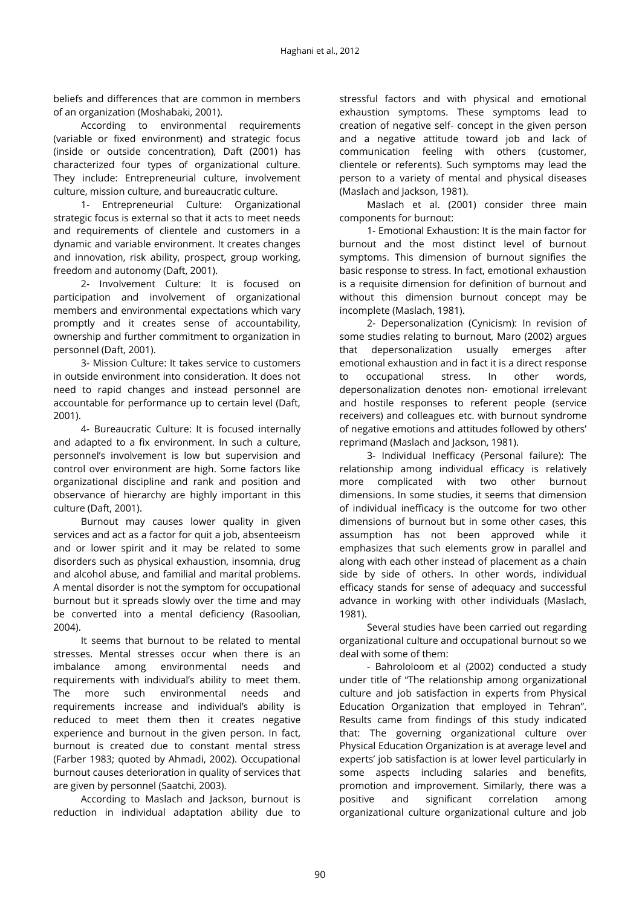beliefs and differences that are common in members of an organization (Moshabaki, 2001).

According to environmental requirements (variable or fixed environment) and strategic focus (inside or outside concentration), Daft (2001) has characterized four types of organizational culture. They include: Entrepreneurial culture, involvement culture, mission culture, and bureaucratic culture.

1- Entrepreneurial Culture: Organizational strategic focus is external so that it acts to meet needs and requirements of clientele and customers in a dynamic and variable environment. It creates changes and innovation, risk ability, prospect, group working, freedom and autonomy (Daft, 2001).

2- Involvement Culture: It is focused on participation and involvement of organizational members and environmental expectations which vary promptly and it creates sense of accountability, ownership and further commitment to organization in personnel (Daft, 2001).

3- Mission Culture: It takes service to customers in outside environment into consideration. It does not need to rapid changes and instead personnel are accountable for performance up to certain level (Daft, 2001).

4- Bureaucratic Culture: It is focused internally and adapted to a fix environment. In such a culture, personnel's involvement is low but supervision and control over environment are high. Some factors like organizational discipline and rank and position and observance of hierarchy are highly important in this culture (Daft, 2001).

Burnout may causes lower quality in given services and act as a factor for quit a job, absenteeism and or lower spirit and it may be related to some disorders such as physical exhaustion, insomnia, drug and alcohol abuse, and familial and marital problems. A mental disorder is not the symptom for occupational burnout but it spreads slowly over the time and may be converted into a mental deficiency (Rasoolian, 2004).

It seems that burnout to be related to mental stresses. Mental stresses occur when there is an imbalance among environmental needs and requirements with individual's ability to meet them. The more such environmental needs and requirements increase and individual's ability is reduced to meet them then it creates negative experience and burnout in the given person. In fact, burnout is created due to constant mental stress (Farber 1983; quoted by Ahmadi, 2002). Occupational burnout causes deterioration in quality of services that are given by personnel (Saatchi, 2003).

According to Maslach and Jackson, burnout is reduction in individual adaptation ability due to stressful factors and with physical and emotional exhaustion symptoms. These symptoms lead to creation of negative self- concept in the given person and a negative attitude toward job and lack of communication feeling with others (customer, clientele or referents). Such symptoms may lead the person to a variety of mental and physical diseases (Maslach and Jackson, 1981).

Maslach et al. (2001) consider three main components for burnout:

1- Emotional Exhaustion: It is the main factor for burnout and the most distinct level of burnout symptoms. This dimension of burnout signifies the basic response to stress. In fact, emotional exhaustion is a requisite dimension for definition of burnout and without this dimension burnout concept may be incomplete (Maslach, 1981).

2- Depersonalization (Cynicism): In revision of some studies relating to burnout, Maro (2002) argues that depersonalization usually emerges after emotional exhaustion and in fact it is a direct response to occupational stress. In other words, depersonalization denotes non- emotional irrelevant and hostile responses to referent people (service receivers) and colleagues etc. with burnout syndrome of negative emotions and attitudes followed by others' reprimand (Maslach and Jackson, 1981).

3- Individual Inefficacy (Personal failure): The relationship among individual efficacy is relatively more complicated with two other burnout dimensions. In some studies, it seems that dimension of individual inefficacy is the outcome for two other dimensions of burnout but in some other cases, this assumption has not been approved while it emphasizes that such elements grow in parallel and along with each other instead of placement as a chain side by side of others. In other words, individual efficacy stands for sense of adequacy and successful advance in working with other individuals (Maslach, 1981).

Several studies have been carried out regarding organizational culture and occupational burnout so we deal with some of them:

- Bahrololoom et al (2002) conducted a study under title of "The relationship among organizational culture and job satisfaction in experts from Physical Education Organization that employed in Tehran". Results came from findings of this study indicated that: The governing organizational culture over Physical Education Organization is at average level and experts' job satisfaction is at lower level particularly in some aspects including salaries and benefits, promotion and improvement. Similarly, there was a positive and significant correlation among organizational culture organizational culture and job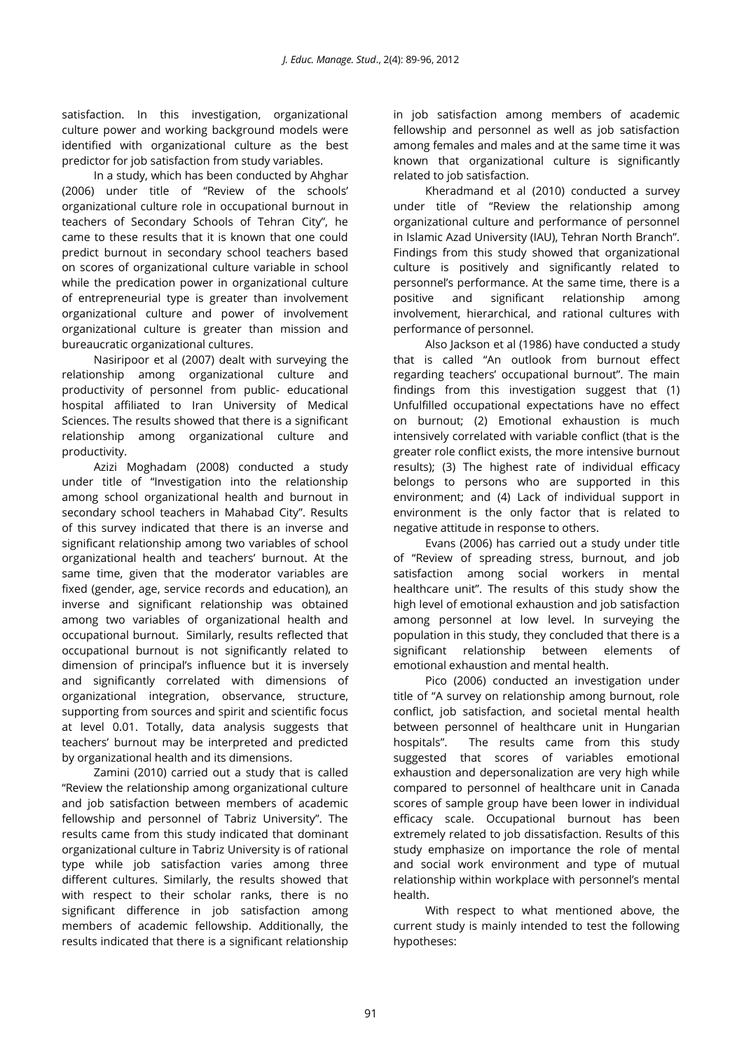satisfaction. In this investigation, organizational culture power and working background models were identified with organizational culture as the best predictor for job satisfaction from study variables.

In a study, which has been conducted by Ahghar (2006) under title of "Review of the schools' organizational culture role in occupational burnout in teachers of Secondary Schools of Tehran City", he came to these results that it is known that one could predict burnout in secondary school teachers based on scores of organizational culture variable in school while the predication power in organizational culture of entrepreneurial type is greater than involvement organizational culture and power of involvement organizational culture is greater than mission and bureaucratic organizational cultures.

Nasiripoor et al (2007) dealt with surveying the relationship among organizational culture and productivity of personnel from public- educational hospital affiliated to Iran University of Medical Sciences. The results showed that there is a significant relationship among organizational culture and productivity.

Azizi Moghadam (2008) conducted a study under title of "Investigation into the relationship among school organizational health and burnout in secondary school teachers in Mahabad City". Results of this survey indicated that there is an inverse and significant relationship among two variables of school organizational health and teachers' burnout. At the same time, given that the moderator variables are fixed (gender, age, service records and education), an inverse and significant relationship was obtained among two variables of organizational health and occupational burnout. Similarly, results reflected that occupational burnout is not significantly related to dimension of principal's influence but it is inversely and significantly correlated with dimensions of organizational integration, observance, structure, supporting from sources and spirit and scientific focus at level 0.01. Totally, data analysis suggests that teachers' burnout may be interpreted and predicted by organizational health and its dimensions.

Zamini (2010) carried out a study that is called "Review the relationship among organizational culture and job satisfaction between members of academic fellowship and personnel of Tabriz University". The results came from this study indicated that dominant organizational culture in Tabriz University is of rational type while job satisfaction varies among three different cultures. Similarly, the results showed that with respect to their scholar ranks, there is no significant difference in job satisfaction among members of academic fellowship. Additionally, the results indicated that there is a significant relationship in job satisfaction among members of academic fellowship and personnel as well as job satisfaction among females and males and at the same time it was known that organizational culture is significantly related to job satisfaction.

Kheradmand et al (2010) conducted a survey under title of "Review the relationship among organizational culture and performance of personnel in Islamic Azad University (IAU), Tehran North Branch". Findings from this study showed that organizational culture is positively and significantly related to personnel's performance. At the same time, there is a positive and significant relationship among involvement, hierarchical, and rational cultures with performance of personnel.

Also Jackson et al (1986) have conducted a study that is called "An outlook from burnout effect regarding teachers' occupational burnout". The main findings from this investigation suggest that (1) Unfulfilled occupational expectations have no effect on burnout; (2) Emotional exhaustion is much intensively correlated with variable conflict (that is the greater role conflict exists, the more intensive burnout results); (3) The highest rate of individual efficacy belongs to persons who are supported in this environment; and (4) Lack of individual support in environment is the only factor that is related to negative attitude in response to others.

Evans (2006) has carried out a study under title of "Review of spreading stress, burnout, and job satisfaction among social workers in mental healthcare unit". The results of this study show the high level of emotional exhaustion and job satisfaction among personnel at low level. In surveying the population in this study, they concluded that there is a significant relationship between elements of emotional exhaustion and mental health.

Pico (2006) conducted an investigation under title of "A survey on relationship among burnout, role conflict, job satisfaction, and societal mental health between personnel of healthcare unit in Hungarian hospitals". The results came from this study suggested that scores of variables emotional exhaustion and depersonalization are very high while compared to personnel of healthcare unit in Canada scores of sample group have been lower in individual efficacy scale. Occupational burnout has been extremely related to job dissatisfaction. Results of this study emphasize on importance the role of mental and social work environment and type of mutual relationship within workplace with personnel's mental health.

With respect to what mentioned above, the current study is mainly intended to test the following hypotheses: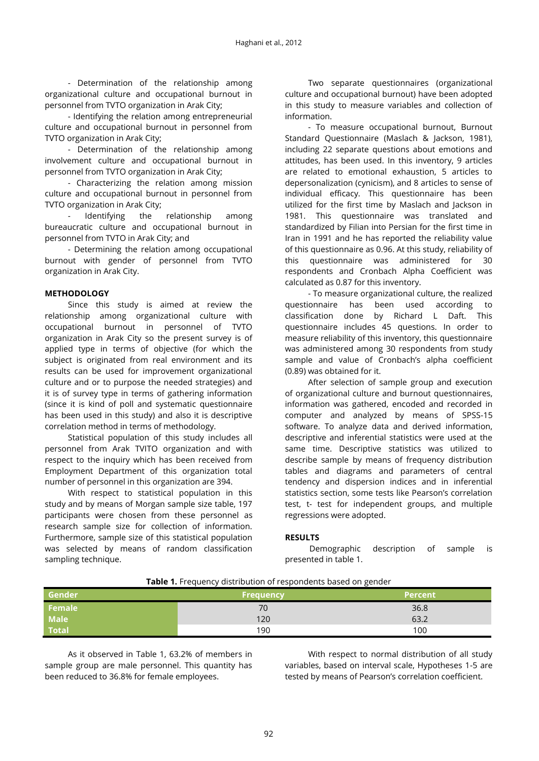- Determination of the relationship among organizational culture and occupational burnout in personnel from TVTO organization in Arak City;

- Identifying the relation among entrepreneurial culture and occupational burnout in personnel from TVTO organization in Arak City;

- Determination of the relationship among involvement culture and occupational burnout in personnel from TVTO organization in Arak City;

- Characterizing the relation among mission culture and occupational burnout in personnel from TVTO organization in Arak City;

- Identifying the relationship among bureaucratic culture and occupational burnout in personnel from TVTO in Arak City; and

- Determining the relation among occupational burnout with gender of personnel from TVTO organization in Arak City.

## METHODOLOGY

Since this study is aimed at review the relationship among organizational culture with occupational burnout in personnel of TVTO organization in Arak City so the present survey is of applied type in terms of objective (for which the subject is originated from real environment and its results can be used for improvement organizational culture and or to purpose the needed strategies) and it is of survey type in terms of gathering information (since it is kind of poll and systematic questionnaire has been used in this study) and also it is descriptive correlation method in terms of methodology.

Statistical population of this study includes all personnel from Arak TVITO organization and with respect to the inquiry which has been received from Employment Department of this organization total number of personnel in this organization are 394.

With respect to statistical population in this study and by means of Morgan sample size table, 197 participants were chosen from these personnel as research sample size for collection of information. Furthermore, sample size of this statistical population was selected by means of random classification sampling technique.

Two separate questionnaires (organizational culture and occupational burnout) have been adopted in this study to measure variables and collection of information.

- To measure occupational burnout, Burnout Standard Questionnaire (Maslach & Jackson, 1981), including 22 separate questions about emotions and attitudes, has been used. In this inventory, 9 articles are related to emotional exhaustion, 5 articles to depersonalization (cynicism), and 8 articles to sense of individual efficacy. This questionnaire has been utilized for the first time by Maslach and Jackson in 1981. This questionnaire was translated and standardized by Filian into Persian for the first time in Iran in 1991 and he has reported the reliability value of this questionnaire as 0.96. At this study, reliability of this questionnaire was administered for 30 respondents and Cronbach Alpha Coefficient was calculated as 0.87 for this inventory.

- To measure organizational culture, the realized questionnaire has been used according to classification done by Richard L Daft. This questionnaire includes 45 questions. In order to measure reliability of this inventory, this questionnaire was administered among 30 respondents from study sample and value of Cronbach's alpha coefficient (0.89) was obtained for it.

After selection of sample group and execution of organizational culture and burnout questionnaires, information was gathered, encoded and recorded in computer and analyzed by means of SPSS-15 software. To analyze data and derived information, descriptive and inferential statistics were used at the same time. Descriptive statistics was utilized to describe sample by means of frequency distribution tables and diagrams and parameters of central tendency and dispersion indices and in inferential statistics section, some tests like Pearson's correlation test, t- test for independent groups, and multiple regressions were adopted.

## RESULTS

Demographic description of sample is presented in table 1.

**Table 1.** Frequency distribution of respondents based on gender

| Gender | Frequency | Percent |
|---|---|---|
| Female | 70 | 36.8 |
| Male | 120 | 63.2 |
| Total | 190 | 100 |

As it observed in Table 1, 63.2% of members in sample group are male personnel. This quantity has been reduced to 36.8% for female employees.

With respect to normal distribution of all study variables, based on interval scale, Hypotheses 1-5 are tested by means of Pearson's correlation coefficient.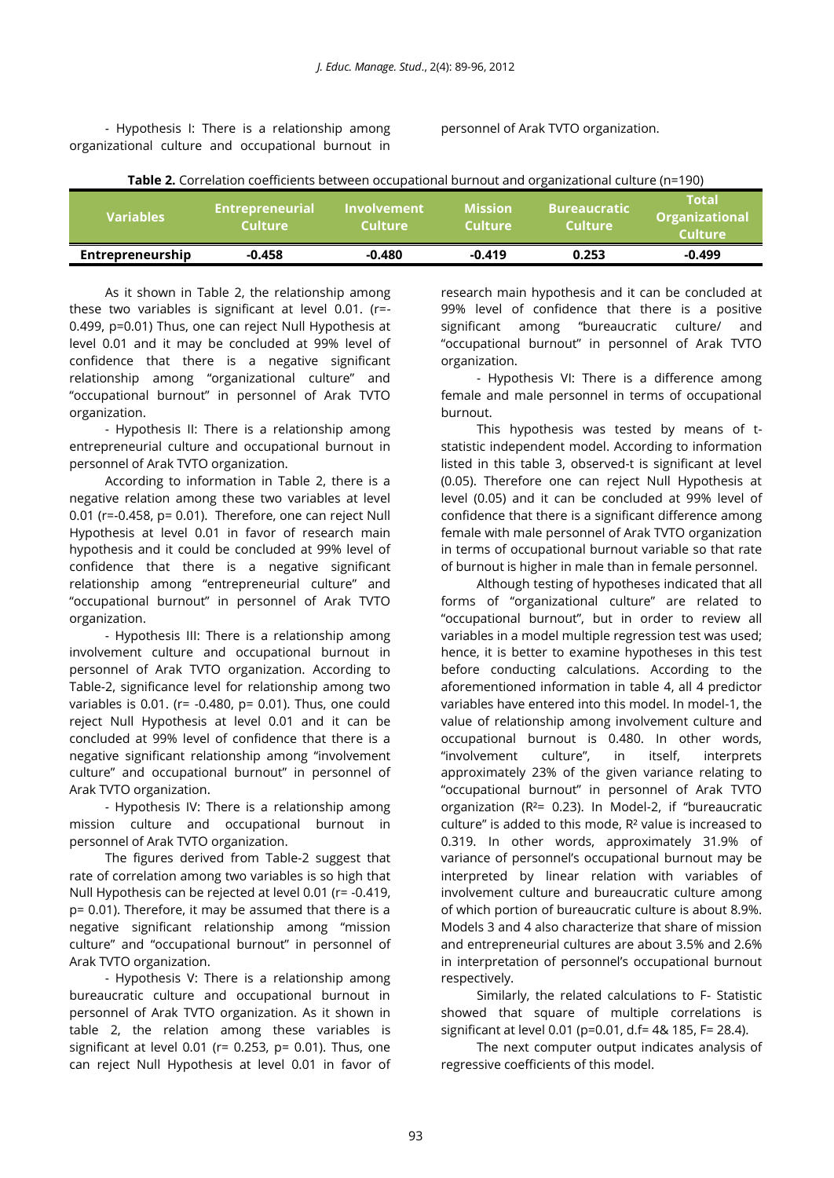- Hypothesis I: There is a relationship among organizational culture and occupational burnout in personnel of Arak TVTO organization.

**Table 2.** Correlation coefficients between occupational burnout and organizational culture (n=190)

| Variables | Entrepreneurial Culture | Involvement Culture | Mission Culture | Bureaucratic Culture | Total Organizational Culture |
|---|---|---|---|---|---|
| **Entrepreneurship** | **-0.458** | **-0.480** | **-0.419** | **0.253** | **-0.499** |

As it shown in Table 2, the relationship among these two variables is significant at level 0.01. (r=-0.499, p=0.01) Thus, one can reject Null Hypothesis at level 0.01 and it may be concluded at 99% level of confidence that there is a negative significant relationship among "organizational culture" and "occupational burnout" in personnel of Arak TVTO organization.

- Hypothesis II: There is a relationship among entrepreneurial culture and occupational burnout in personnel of Arak TVTO organization.

According to information in Table 2, there is a negative relation among these two variables at level 0.01 (r=-0.458, p= 0.01). Therefore, one can reject Null Hypothesis at level 0.01 in favor of research main hypothesis and it could be concluded at 99% level of confidence that there is a negative significant relationship among "entrepreneurial culture" and "occupational burnout" in personnel of Arak TVTO organization.

- Hypothesis III: There is a relationship among involvement culture and occupational burnout in personnel of Arak TVTO organization. According to Table-2, significance level for relationship among two variables is 0.01. (r= -0.480, p= 0.01). Thus, one could reject Null Hypothesis at level 0.01 and it can be concluded at 99% level of confidence that there is a negative significant relationship among "involvement culture" and occupational burnout" in personnel of Arak TVTO organization.

- Hypothesis IV: There is a relationship among mission culture and occupational burnout in personnel of Arak TVTO organization.

The figures derived from Table-2 suggest that rate of correlation among two variables is so high that Null Hypothesis can be rejected at level 0.01 (r= -0.419, p= 0.01). Therefore, it may be assumed that there is a negative significant relationship among "mission culture" and "occupational burnout" in personnel of Arak TVTO organization.

- Hypothesis V: There is a relationship among bureaucratic culture and occupational burnout in personnel of Arak TVTO organization. As it shown in table 2, the relation among these variables is significant at level 0.01 (r= 0.253, p= 0.01). Thus, one can reject Null Hypothesis at level 0.01 in favor of research main hypothesis and it can be concluded at 99% level of confidence that there is a positive significant among "bureaucratic culture/ and "occupational burnout" in personnel of Arak TVTO organization.

- Hypothesis VI: There is a difference among female and male personnel in terms of occupational burnout.

This hypothesis was tested by means of t-statistic independent model. According to information listed in this table 3, observed-t is significant at level (0.05). Therefore one can reject Null Hypothesis at level (0.05) and it can be concluded at 99% level of confidence that there is a significant difference among female with male personnel of Arak TVTO organization in terms of occupational burnout variable so that rate of burnout is higher in male than in female personnel.

Although testing of hypotheses indicated that all forms of "organizational culture" are related to "occupational burnout", but in order to review all variables in a model multiple regression test was used; hence, it is better to examine hypotheses in this test before conducting calculations. According to the aforementioned information in table 4, all 4 predictor variables have entered into this model. In model-1, the value of relationship among involvement culture and occupational burnout is 0.480. In other words, "involvement culture", in itself, interprets approximately 23% of the given variance relating to "occupational burnout" in personnel of Arak TVTO organization ($R^2$= 0.23). In Model-2, if "bureaucratic culture" is added to this mode, $R^2$ value is increased to 0.319. In other words, approximately 31.9% of variance of personnel's occupational burnout may be interpreted by linear relation with variables of involvement culture and bureaucratic culture among of which portion of bureaucratic culture is about 8.9%. Models 3 and 4 also characterize that share of mission and entrepreneurial cultures are about 3.5% and 2.6% in interpretation of personnel's occupational burnout respectively.

Similarly, the related calculations to F- Statistic showed that square of multiple correlations is significant at level 0.01 (p=0.01, d.f= 4& 185, F= 28.4).

The next computer output indicates analysis of regressive coefficients of this model.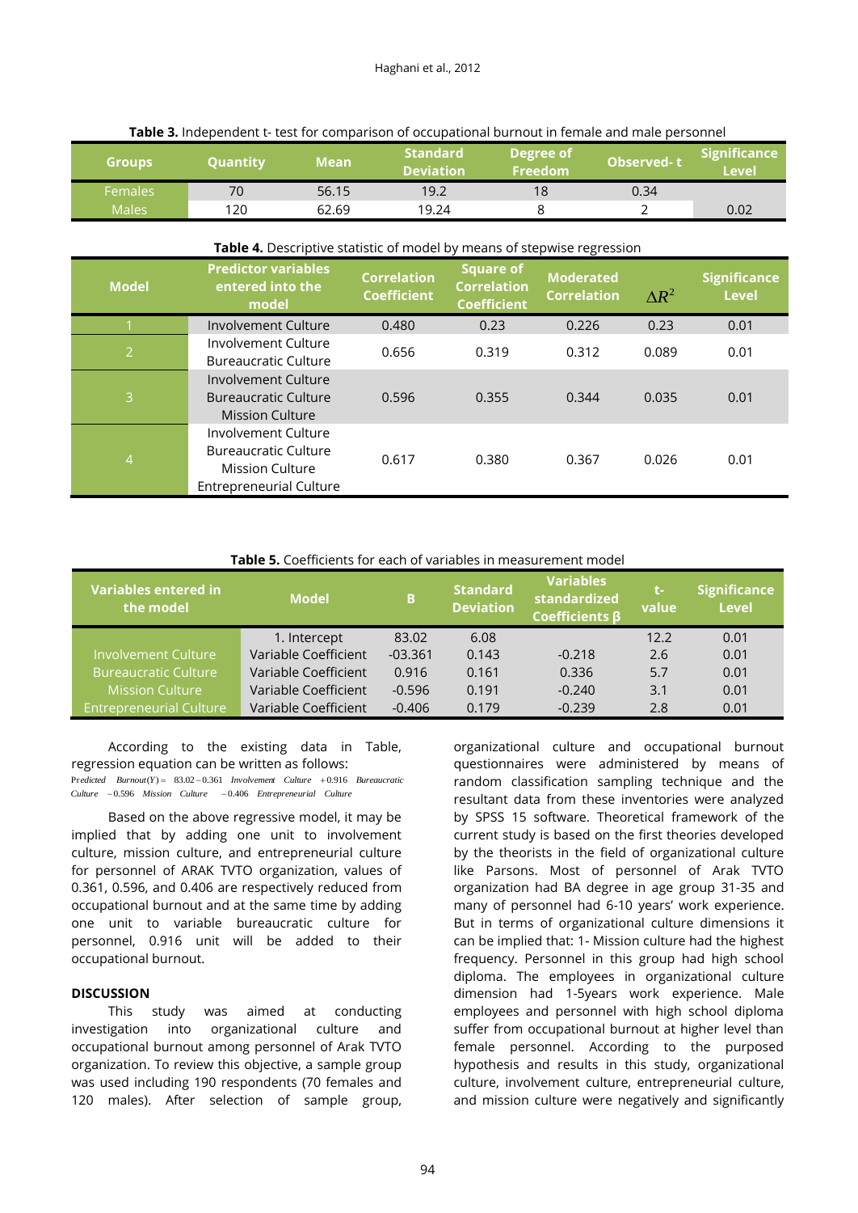**Table 3.** Independent t- test for comparison of occupational burnout in female and male personnel

| Groups | Quantity | Mean | Standard Deviation | Degree of Freedom | Observed- t | Significance Level |
|---|---|---|---|---|---|---|
| Females | 70 | 56.15 | 19.2 | 18 | 0.34 | |
| Males | 120 | 62.69 | 19.24 | 8 | 2 | 0.02 |

**Table 4.** Descriptive statistic of model by means of stepwise regression

| Model | Predictor variables entered into the model | Correlation Coefficient | Square of Correlation Coefficient | Moderated Correlation | $\Delta R^2$ | Significance Level |
|---|---|---|---|---|---|---|
| 1 | Involvement Culture | 0.480 | 0.23 | 0.226 | 0.23 | 0.01 |
| 2 | Involvement Culture<br>Bureaucratic Culture | 0.656 | 0.319 | 0.312 | 0.089 | 0.01 |
| 3 | Involvement Culture<br>Bureaucratic Culture<br>Mission Culture | 0.596 | 0.355 | 0.344 | 0.035 | 0.01 |
| 4 | Involvement Culture<br>Bureaucratic Culture<br>Mission Culture<br>Entrepreneurial Culture | 0.617 | 0.380 | 0.367 | 0.026 | 0.01 |

**Table 5.** Coefficients for each of variables in measurement model

| Variables entered in the model | Model | B | Standard Deviation | Variables standardized Coefficients β | t-value | Significance Level |
|---|---|---|---|---|---|---|
| | 1. Intercept | 83.02 | 6.08 | | 12.2 | 0.01 |
| Involvement Culture | Variable Coefficient | -03.361 | 0.143 | -0.218 | 2.6 | 0.01 |
| Bureaucratic Culture | Variable Coefficient | 0.916 | 0.161 | 0.336 | 5.7 | 0.01 |
| Mission Culture | Variable Coefficient | -0.596 | 0.191 | -0.240 | 3.1 | 0.01 |
| Entrepreneurial Culture | Variable Coefficient | -0.406 | 0.179 | -0.239 | 2.8 | 0.01 |

According to the existing data in Table, regression equation can be written as follows:

$$\text{Predicted Burnout}(Y) = 83.02 - 0.361 \text{ Involvement Culture} + 0.916 \text{ Bureaucratic Culture} - 0.596 \text{ Mission Culture} - 0.406 \text{ Entrepreneurial Culture}$$

Based on the above regressive model, it may be implied that by adding one unit to involvement culture, mission culture, and entrepreneurial culture for personnel of ARAK TVTO organization, values of 0.361, 0.596, and 0.406 are respectively reduced from occupational burnout and at the same time by adding one unit to variable bureaucratic culture for personnel, 0.916 unit will be added to their occupational burnout.

## DISCUSSION

This study was aimed at conducting investigation into organizational culture and occupational burnout among personnel of Arak TVTO organization. To review this objective, a sample group was used including 190 respondents (70 females and 120 males). After selection of sample group, organizational culture and occupational burnout questionnaires were administered by means of random classification sampling technique and the resultant data from these inventories were analyzed by SPSS 15 software. Theoretical framework of the current study is based on the first theories developed by the theorists in the field of organizational culture like Parsons. Most of personnel of Arak TVTO organization had BA degree in age group 31-35 and many of personnel had 6-10 years' work experience. But in terms of organizational culture dimensions it can be implied that: 1- Mission culture had the highest frequency. Personnel in this group had high school diploma. The employees in organizational culture dimension had 1-5years work experience. Male employees and personnel with high school diploma suffer from occupational burnout at higher level than female personnel. According to the purposed hypothesis and results in this study, organizational culture, involvement culture, entrepreneurial culture, and mission culture were negatively and significantly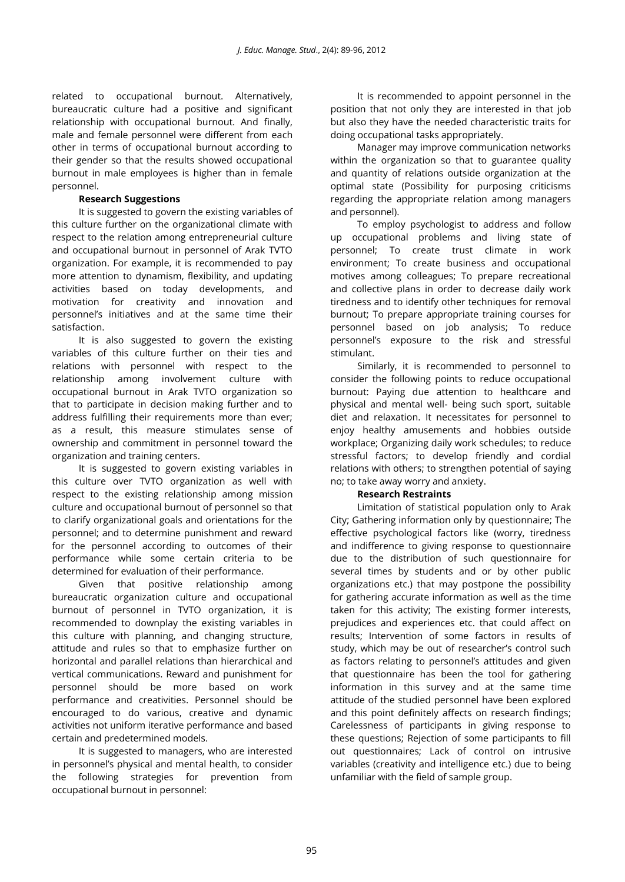related to occupational burnout. Alternatively, bureaucratic culture had a positive and significant relationship with occupational burnout. And finally, male and female personnel were different from each other in terms of occupational burnout according to their gender so that the results showed occupational burnout in male employees is higher than in female personnel.

**Research Suggestions**

It is suggested to govern the existing variables of this culture further on the organizational climate with respect to the relation among entrepreneurial culture and occupational burnout in personnel of Arak TVTO organization. For example, it is recommended to pay more attention to dynamism, flexibility, and updating activities based on today developments, and motivation for creativity and innovation and personnel's initiatives and at the same time their satisfaction.

It is also suggested to govern the existing variables of this culture further on their ties and relations with personnel with respect to the relationship among involvement culture with occupational burnout in Arak TVTO organization so that to participate in decision making further and to address fulfilling their requirements more than ever; as a result, this measure stimulates sense of ownership and commitment in personnel toward the organization and training centers.

It is suggested to govern existing variables in this culture over TVTO organization as well with respect to the existing relationship among mission culture and occupational burnout of personnel so that to clarify organizational goals and orientations for the personnel; and to determine punishment and reward for the personnel according to outcomes of their performance while some certain criteria to be determined for evaluation of their performance.

Given that positive relationship among bureaucratic organization culture and occupational burnout of personnel in TVTO organization, it is recommended to downplay the existing variables in this culture with planning, and changing structure, attitude and rules so that to emphasize further on horizontal and parallel relations than hierarchical and vertical communications. Reward and punishment for personnel should be more based on work performance and creativities. Personnel should be encouraged to do various, creative and dynamic activities not uniform iterative performance and based certain and predetermined models.

It is suggested to managers, who are interested in personnel's physical and mental health, to consider the following strategies for prevention from occupational burnout in personnel:

It is recommended to appoint personnel in the position that not only they are interested in that job but also they have the needed characteristic traits for doing occupational tasks appropriately.

Manager may improve communication networks within the organization so that to guarantee quality and quantity of relations outside organization at the optimal state (Possibility for purposing criticisms regarding the appropriate relation among managers and personnel).

To employ psychologist to address and follow up occupational problems and living state of personnel; To create trust climate in work environment; To create business and occupational motives among colleagues; To prepare recreational and collective plans in order to decrease daily work tiredness and to identify other techniques for removal burnout; To prepare appropriate training courses for personnel based on job analysis; To reduce personnel's exposure to the risk and stressful stimulant.

Similarly, it is recommended to personnel to consider the following points to reduce occupational burnout: Paying due attention to healthcare and physical and mental well- being such sport, suitable diet and relaxation. It necessitates for personnel to enjoy healthy amusements and hobbies outside workplace; Organizing daily work schedules; to reduce stressful factors; to develop friendly and cordial relations with others; to strengthen potential of saying no; to take away worry and anxiety.

**Research Restraints**

Limitation of statistical population only to Arak City; Gathering information only by questionnaire; The effective psychological factors like (worry, tiredness and indifference to giving response to questionnaire due to the distribution of such questionnaire for several times by students and or by other public organizations etc.) that may postpone the possibility for gathering accurate information as well as the time taken for this activity; The existing former interests, prejudices and experiences etc. that could affect on results; Intervention of some factors in results of study, which may be out of researcher's control such as factors relating to personnel's attitudes and given that questionnaire has been the tool for gathering information in this survey and at the same time attitude of the studied personnel have been explored and this point definitely affects on research findings; Carelessness of participants in giving response to these questions; Rejection of some participants to fill out questionnaires; Lack of control on intrusive variables (creativity and intelligence etc.) due to being unfamiliar with the field of sample group.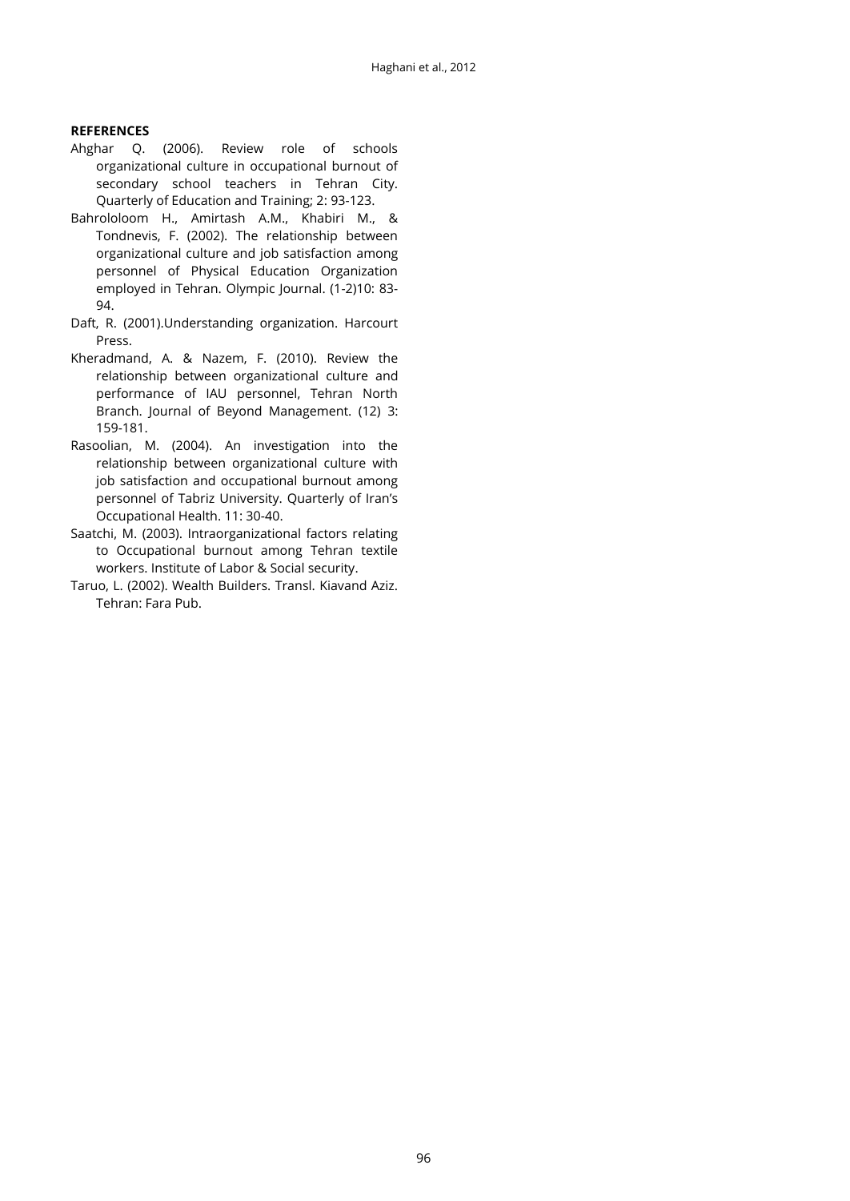**REFERENCES**

Ahghar Q. (2006). Review role of schools organizational culture in occupational burnout of secondary school teachers in Tehran City. Quarterly of Education and Training; 2: 93-123.

Bahrololoom H., Amirtash A.M., Khabiri M., & Tondnevis, F. (2002). The relationship between organizational culture and job satisfaction among personnel of Physical Education Organization employed in Tehran. Olympic Journal. (1-2)10: 83-94.

Daft, R. (2001).Understanding organization. Harcourt Press.

Kheradmand, A. & Nazem, F. (2010). Review the relationship between organizational culture and performance of IAU personnel, Tehran North Branch. Journal of Beyond Management. (12) 3: 159-181.

Rasoolian, M. (2004). An investigation into the relationship between organizational culture with job satisfaction and occupational burnout among personnel of Tabriz University. Quarterly of Iran's Occupational Health. 11: 30-40.

Saatchi, M. (2003). Intraorganizational factors relating to Occupational burnout among Tehran textile workers. Institute of Labor & Social security.

Taruo, L. (2002). Wealth Builders. Transl. Kiavand Aziz. Tehran: Fara Pub.